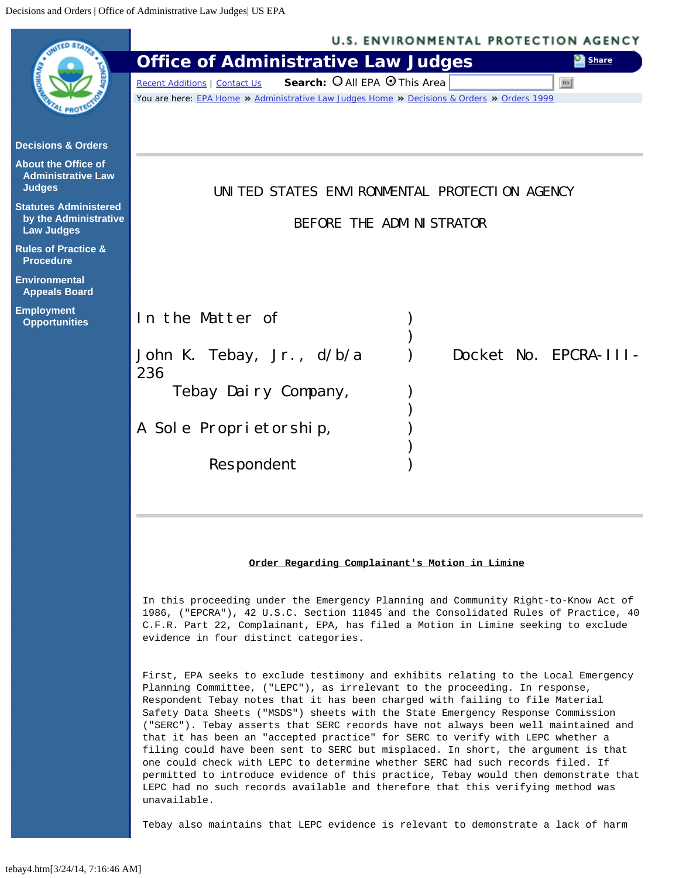UNITED STATES ENVIRONMENTAL PROTECTION AGENCY

BEFORE THE ADMINISTRATOR

| | | |
|---|---|---|
| In the Matter of | ) | |
| | ) | |
| John K. Tebay, Jr., d/b/a | ) | Docket No. EPCRA-III-236 |
| Tebay Dairy Company, | ) | |
| | ) | |
| A Sole Proprietorship, | ) | |
| | ) | |
| Respondent | ) | |

**Order Regarding Complainant's Motion in Limine**

In this proceeding under the Emergency Planning and Community Right-to-Know Act of 1986, ("EPCRA"), 42 U.S.C. Section 11045 and the Consolidated Rules of Practice, 40 C.F.R. Part 22, Complainant, EPA, has filed a Motion in Limine seeking to exclude evidence in four distinct categories.

First, EPA seeks to exclude testimony and exhibits relating to the Local Emergency Planning Committee, ("LEPC"), as irrelevant to the proceeding. In response, Respondent Tebay notes that it has been charged with failing to file Material Safety Data Sheets ("MSDS") sheets with the State Emergency Response Commission ("SERC"). Tebay asserts that SERC records have not always been well maintained and that it has been an "accepted practice" for SERC to verify with LEPC whether a filing could have been sent to SERC but misplaced. In short, the argument is that one could check with LEPC to determine whether SERC had such records filed. If permitted to introduce evidence of this practice, Tebay would then demonstrate that LEPC had no such records available and therefore that this verifying method was unavailable.

Tebay also maintains that LEPC evidence is relevant to demonstrate a lack of harm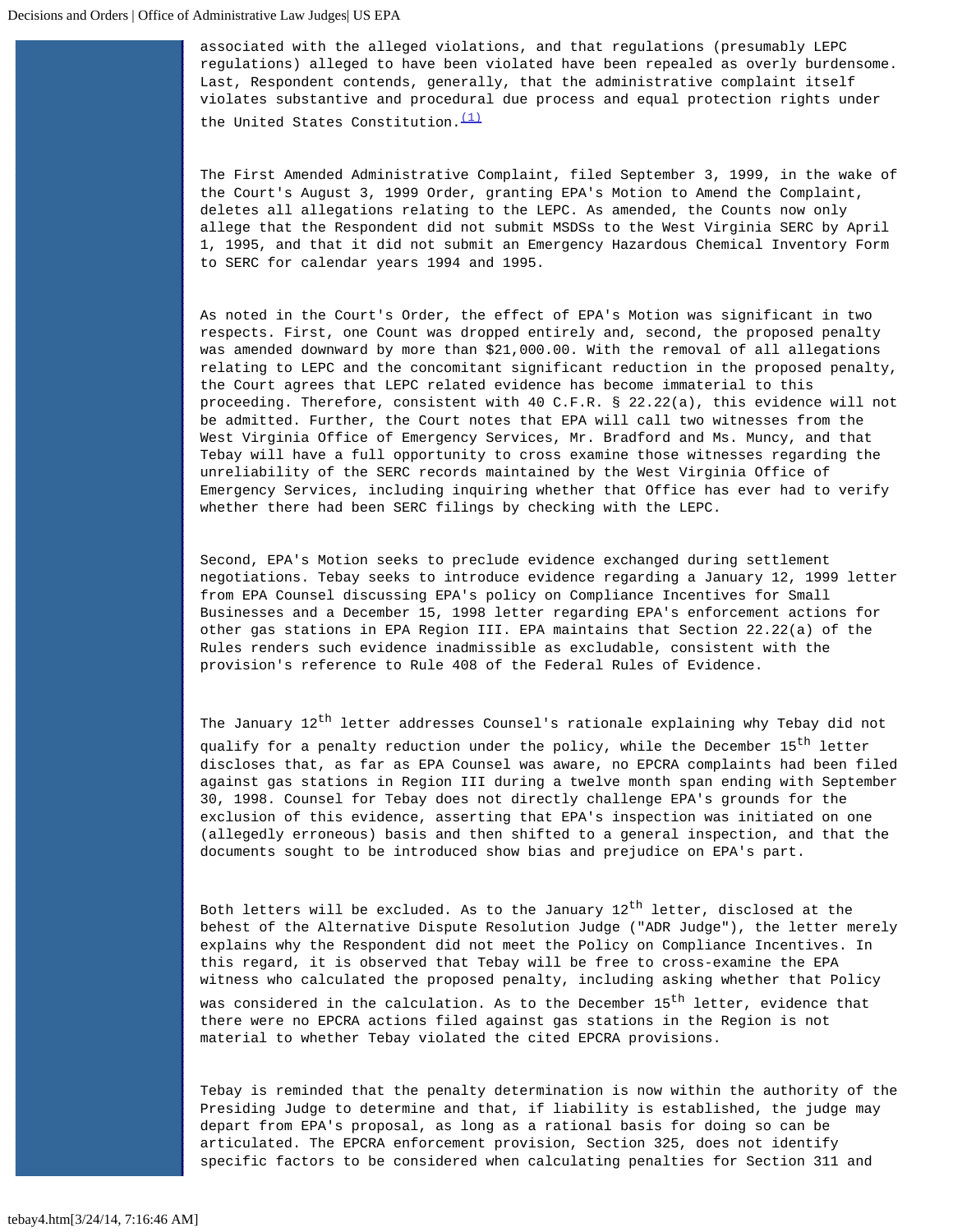associated with the alleged violations, and that regulations (presumably LEPC regulations) alleged to have been violated have been repealed as overly burdensome. Last, Respondent contends, generally, that the administrative complaint itself violates substantive and procedural due process and equal protection rights under the United States Constitution.[(1)]

The First Amended Administrative Complaint, filed September 3, 1999, in the wake of the Court's August 3, 1999 Order, granting EPA's Motion to Amend the Complaint, deletes all allegations relating to the LEPC. As amended, the Counts now only allege that the Respondent did not submit MSDSs to the West Virginia SERC by April 1, 1995, and that it did not submit an Emergency Hazardous Chemical Inventory Form to SERC for calendar years 1994 and 1995.

As noted in the Court's Order, the effect of EPA's Motion was significant in two respects. First, one Count was dropped entirely and, second, the proposed penalty was amended downward by more than $21,000.00. With the removal of all allegations relating to LEPC and the concomitant significant reduction in the proposed penalty, the Court agrees that LEPC related evidence has become immaterial to this proceeding. Therefore, consistent with 40 C.F.R. § 22.22(a), this evidence will not be admitted. Further, the Court notes that EPA will call two witnesses from the West Virginia Office of Emergency Services, Mr. Bradford and Ms. Muncy, and that Tebay will have a full opportunity to cross examine those witnesses regarding the unreliability of the SERC records maintained by the West Virginia Office of Emergency Services, including inquiring whether that Office has ever had to verify whether there had been SERC filings by checking with the LEPC.

Second, EPA's Motion seeks to preclude evidence exchanged during settlement negotiations. Tebay seeks to introduce evidence regarding a January 12, 1999 letter from EPA Counsel discussing EPA's policy on Compliance Incentives for Small Businesses and a December 15, 1998 letter regarding EPA's enforcement actions for other gas stations in EPA Region III. EPA maintains that Section 22.22(a) of the Rules renders such evidence inadmissible as excludable, consistent with the provision's reference to Rule 408 of the Federal Rules of Evidence.

The January 12th letter addresses Counsel's rationale explaining why Tebay did not qualify for a penalty reduction under the policy, while the December 15th letter discloses that, as far as EPA Counsel was aware, no EPCRA complaints had been filed against gas stations in Region III during a twelve month span ending with September 30, 1998. Counsel for Tebay does not directly challenge EPA's grounds for the exclusion of this evidence, asserting that EPA's inspection was initiated on one (allegedly erroneous) basis and then shifted to a general inspection, and that the documents sought to be introduced show bias and prejudice on EPA's part.

Both letters will be excluded. As to the January 12th letter, disclosed at the behest of the Alternative Dispute Resolution Judge ("ADR Judge"), the letter merely explains why the Respondent did not meet the Policy on Compliance Incentives. In this regard, it is observed that Tebay will be free to cross-examine the EPA witness who calculated the proposed penalty, including asking whether that Policy was considered in the calculation. As to the December 15th letter, evidence that there were no EPCRA actions filed against gas stations in the Region is not material to whether Tebay violated the cited EPCRA provisions.

Tebay is reminded that the penalty determination is now within the authority of the Presiding Judge to determine and that, if liability is established, the judge may depart from EPA's proposal, as long as a rational basis for doing so can be articulated. The EPCRA enforcement provision, Section 325, does not identify specific factors to be considered when calculating penalties for Section 311 and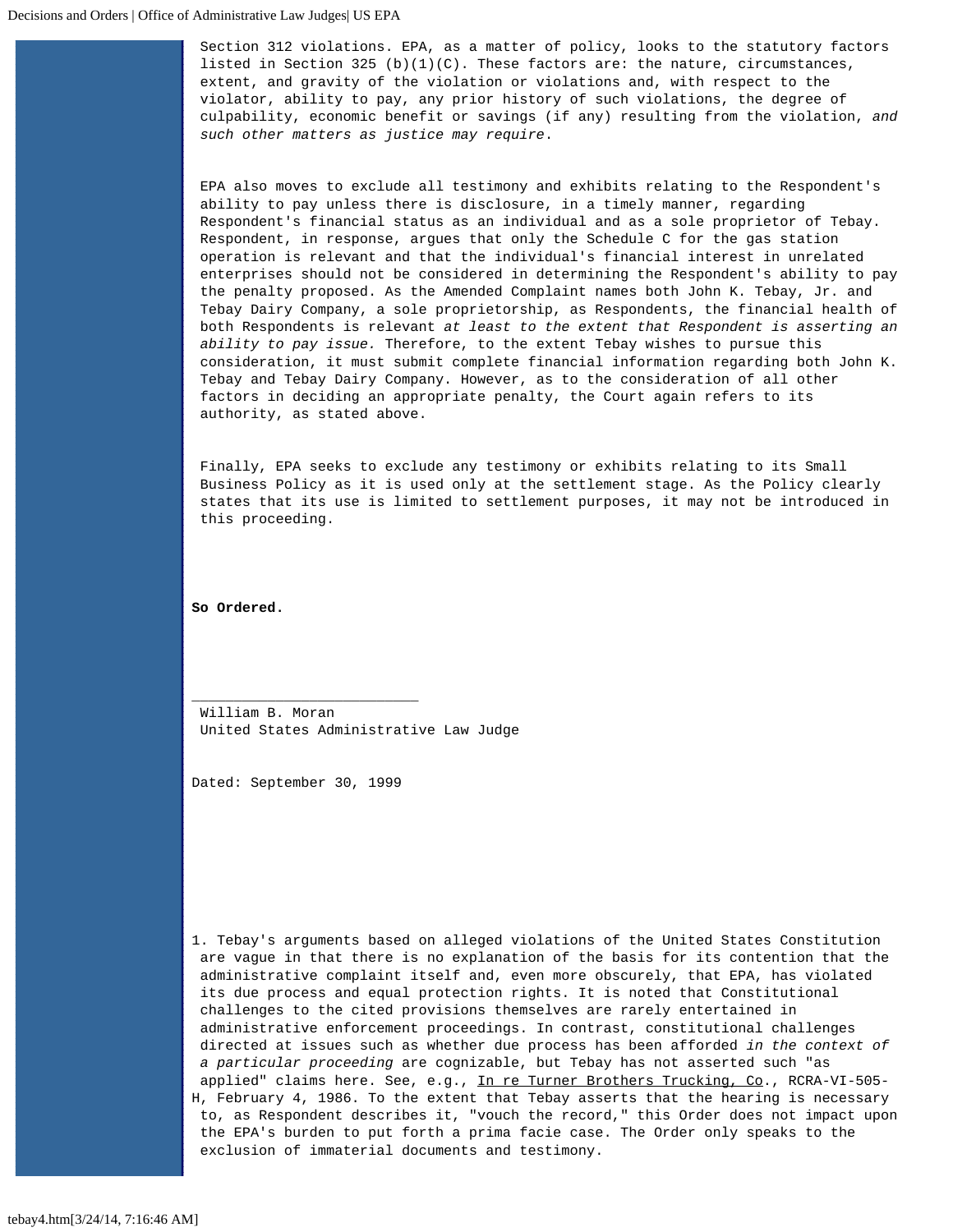Section 312 violations. EPA, as a matter of policy, looks to the statutory factors listed in Section 325 (b)(1)(C). These factors are: the nature, circumstances, extent, and gravity of the violation or violations and, with respect to the violator, ability to pay, any prior history of such violations, the degree of culpability, economic benefit or savings (if any) resulting from the violation, *and such other matters as justice may require*.

EPA also moves to exclude all testimony and exhibits relating to the Respondent's ability to pay unless there is disclosure, in a timely manner, regarding Respondent's financial status as an individual and as a sole proprietor of Tebay. Respondent, in response, argues that only the Schedule C for the gas station operation is relevant and that the individual's financial interest in unrelated enterprises should not be considered in determining the Respondent's ability to pay the penalty proposed. As the Amended Complaint names both John K. Tebay, Jr. and Tebay Dairy Company, a sole proprietorship, as Respondents, the financial health of both Respondents is relevant *at least to the extent that Respondent is asserting an ability to pay issue.* Therefore, to the extent Tebay wishes to pursue this consideration, it must submit complete financial information regarding both John K. Tebay and Tebay Dairy Company. However, as to the consideration of all other factors in deciding an appropriate penalty, the Court again refers to its authority, as stated above.

Finally, EPA seeks to exclude any testimony or exhibits relating to its Small Business Policy as it is used only at the settlement stage. As the Policy clearly states that its use is limited to settlement purposes, it may not be introduced in this proceeding.

**So Ordered.**

_________________________

William B. Moran
United States Administrative Law Judge

Dated: September 30, 1999

1. Tebay's arguments based on alleged violations of the United States Constitution are vague in that there is no explanation of the basis for its contention that the administrative complaint itself and, even more obscurely, that EPA, has violated its due process and equal protection rights. It is noted that Constitutional challenges to the cited provisions themselves are rarely entertained in administrative enforcement proceedings. In contrast, constitutional challenges directed at issues such as whether due process has been afforded *in the context of a particular proceeding* are cognizable, but Tebay has not asserted such "as applied" claims here. See, e.g., In re Turner Brothers Trucking, Co., RCRA-VI-505-H, February 4, 1986. To the extent that Tebay asserts that the hearing is necessary to, as Respondent describes it, "vouch the record," this Order does not impact upon the EPA's burden to put forth a prima facie case. The Order only speaks to the exclusion of immaterial documents and testimony.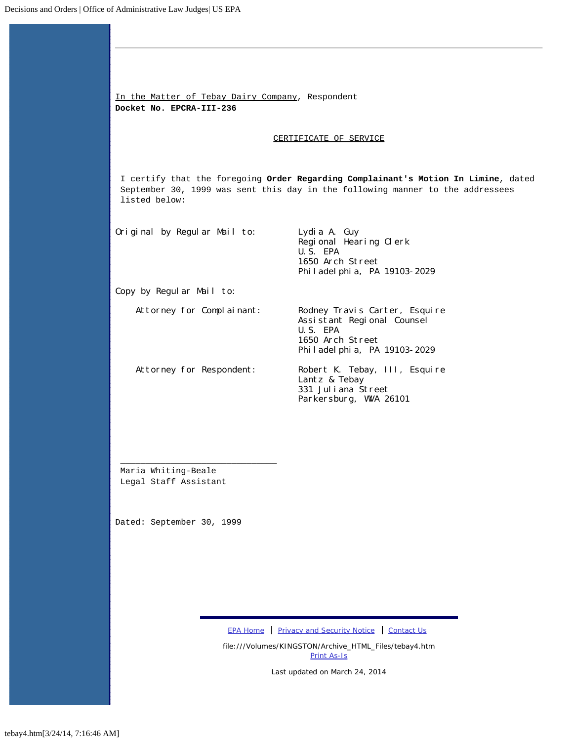In the Matter of Tebay Dairy Company, Respondent
**Docket No. EPCRA-III-236**

CERTIFICATE OF SERVICE

I certify that the foregoing **Order Regarding Complainant's Motion In Limine**, dated September 30, 1999 was sent this day in the following manner to the addressees listed below:

Original by Regular Mail to:

Lydia A. Guy
Regional Hearing Clerk
U.S. EPA
1650 Arch Street
Philadelphia, PA 19103-2029

Copy by Regular Mail to:

Attorney for Complainant:

Rodney Travis Carter, Esquire
Assistant Regional Counsel
U.S. EPA
1650 Arch Street
Philadelphia, PA 19103-2029

Attorney for Respondent:

Robert K. Tebay, III, Esquire
Lantz & Tebay
331 Juliana Street
Parkersburg, WVA 26101

_______________________________
Maria Whiting-Beale
Legal Staff Assistant

Dated: September 30, 1999